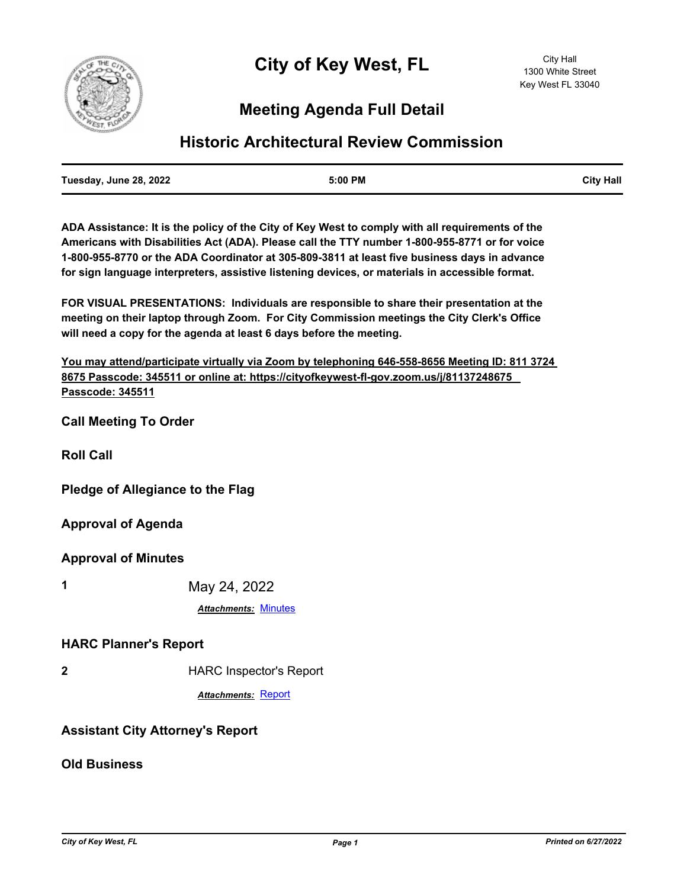# City of Key West, FL

City Hall
1300 White Street
Key West FL 33040

## Meeting Agenda Full Detail

## Historic Architectural Review Commission

| Tuesday, June 28, 2022 | 5:00 PM | City Hall |
|---|---|---|

**ADA Assistance: It is the policy of the City of Key West to comply with all requirements of the Americans with Disabilities Act (ADA). Please call the TTY number 1-800-955-8771 or for voice 1-800-955-8770 or the ADA Coordinator at 305-809-3811 at least five business days in advance for sign language interpreters, assistive listening devices, or materials in accessible format.**

**FOR VISUAL PRESENTATIONS: Individuals are responsible to share their presentation at the meeting on their laptop through Zoom. For City Commission meetings the City Clerk's Office will need a copy for the agenda at least 6 days before the meeting.**

**You may attend/participate virtually via Zoom by telephoning 646-558-8656 Meeting ID: 811 3724 8675 Passcode: 345511 or online at: https://cityofkeywest-fl-gov.zoom.us/j/81137248675 Passcode: 345511**

### Call Meeting To Order

### Roll Call

### Pledge of Allegiance to the Flag

### Approval of Agenda

### Approval of Minutes

**1** May 24, 2022

*Attachments:* Minutes

### HARC Planner's Report

**2** HARC Inspector's Report

*Attachments:* Report

### Assistant City Attorney's Report

### Old Business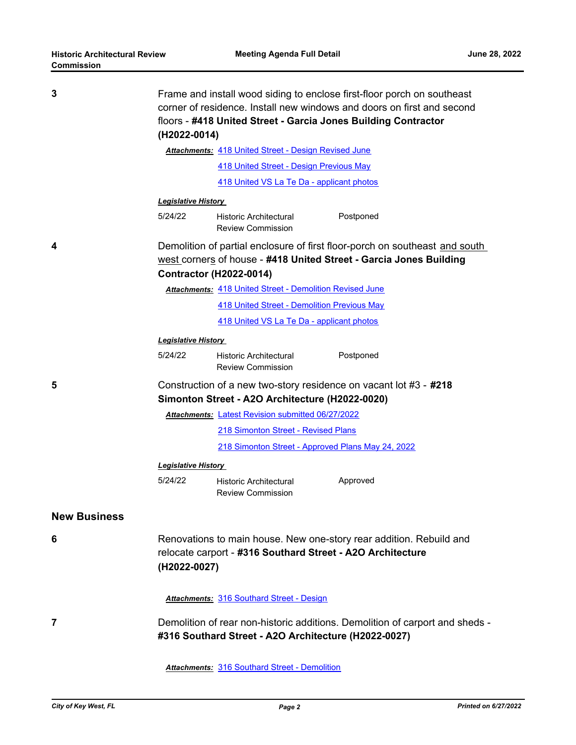**3**

Frame and install wood siding to enclose first-floor porch on southeast corner of residence. Install new windows and doors on first and second floors - **#418 United Street - Garcia Jones Building Contractor (H2022-0014)**

***Attachments:*** 418 United Street - Design Revised June

418 United Street - Design Previous May

418 United VS La Te Da - applicant photos

***Legislative History***

| | | |
|---|---|---|
| 5/24/22 | Historic Architectural Review Commission | Postponed |

**4**

Demolition of partial enclosure of first floor-porch on southeast and south west corners of house - **#418 United Street - Garcia Jones Building Contractor (H2022-0014)**

***Attachments:*** 418 United Street - Demolition Revised June

418 United Street - Demolition Previous May

418 United VS La Te Da - applicant photos

***Legislative History***

| | | |
|---|---|---|
| 5/24/22 | Historic Architectural Review Commission | Postponed |

**5**

Construction of a new two-story residence on vacant lot #3 - **#218 Simonton Street - A2O Architecture (H2022-0020)**

***Attachments:*** Latest Revision submitted 06/27/2022

218 Simonton Street - Revised Plans

218 Simonton Street - Approved Plans May 24, 2022

***Legislative History***

| | | |
|---|---|---|
| 5/24/22 | Historic Architectural Review Commission | Approved |

## New Business

**6**

Renovations to main house. New one-story rear addition. Rebuild and relocate carport - **#316 Southard Street - A2O Architecture (H2022-0027)**

***Attachments:*** 316 Southard Street - Design

**7**

Demolition of rear non-historic additions. Demolition of carport and sheds - **#316 Southard Street - A2O Architecture (H2022-0027)**

***Attachments:*** 316 Southard Street - Demolition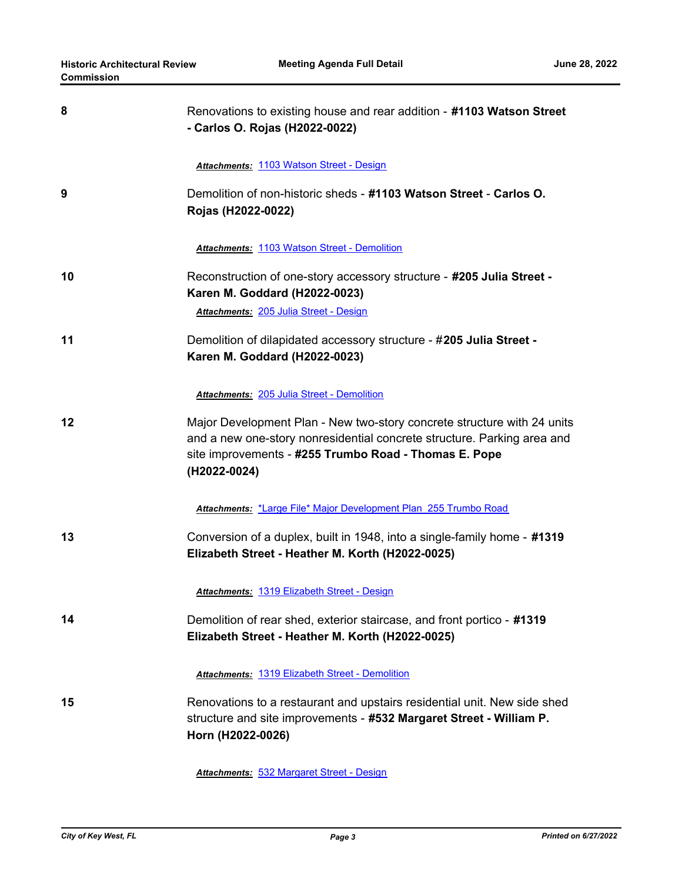**8** Renovations to existing house and rear addition - **#1103 Watson Street - Carlos O. Rojas (H2022-0022)**

***Attachments:*** 1103 Watson Street - Design

**9** Demolition of non-historic sheds - **#1103 Watson Street** - **Carlos O. Rojas (H2022-0022)**

***Attachments:*** 1103 Watson Street - Demolition

**10** Reconstruction of one-story accessory structure - **#205 Julia Street - Karen M. Goddard (H2022-0023)**

***Attachments:*** 205 Julia Street - Design

**11** Demolition of dilapidated accessory structure - #**205 Julia Street - Karen M. Goddard (H2022-0023)**

***Attachments:*** 205 Julia Street - Demolition

**12** Major Development Plan - New two-story concrete structure with 24 units and a new one-story nonresidential concrete structure. Parking area and site improvements - **#255 Trumbo Road - Thomas E. Pope (H2022-0024)**

***Attachments:*** *Large File* Major Development Plan 255 Trumbo Road

**13** Conversion of a duplex, built in 1948, into a single-family home - **#1319 Elizabeth Street - Heather M. Korth (H2022-0025)**

***Attachments:*** 1319 Elizabeth Street - Design

**14** Demolition of rear shed, exterior staircase, and front portico - **#1319 Elizabeth Street - Heather M. Korth (H2022-0025)**

***Attachments:*** 1319 Elizabeth Street - Demolition

**15** Renovations to a restaurant and upstairs residential unit. New side shed structure and site improvements - **#532 Margaret Street - William P. Horn (H2022-0026)**

***Attachments:*** 532 Margaret Street - Design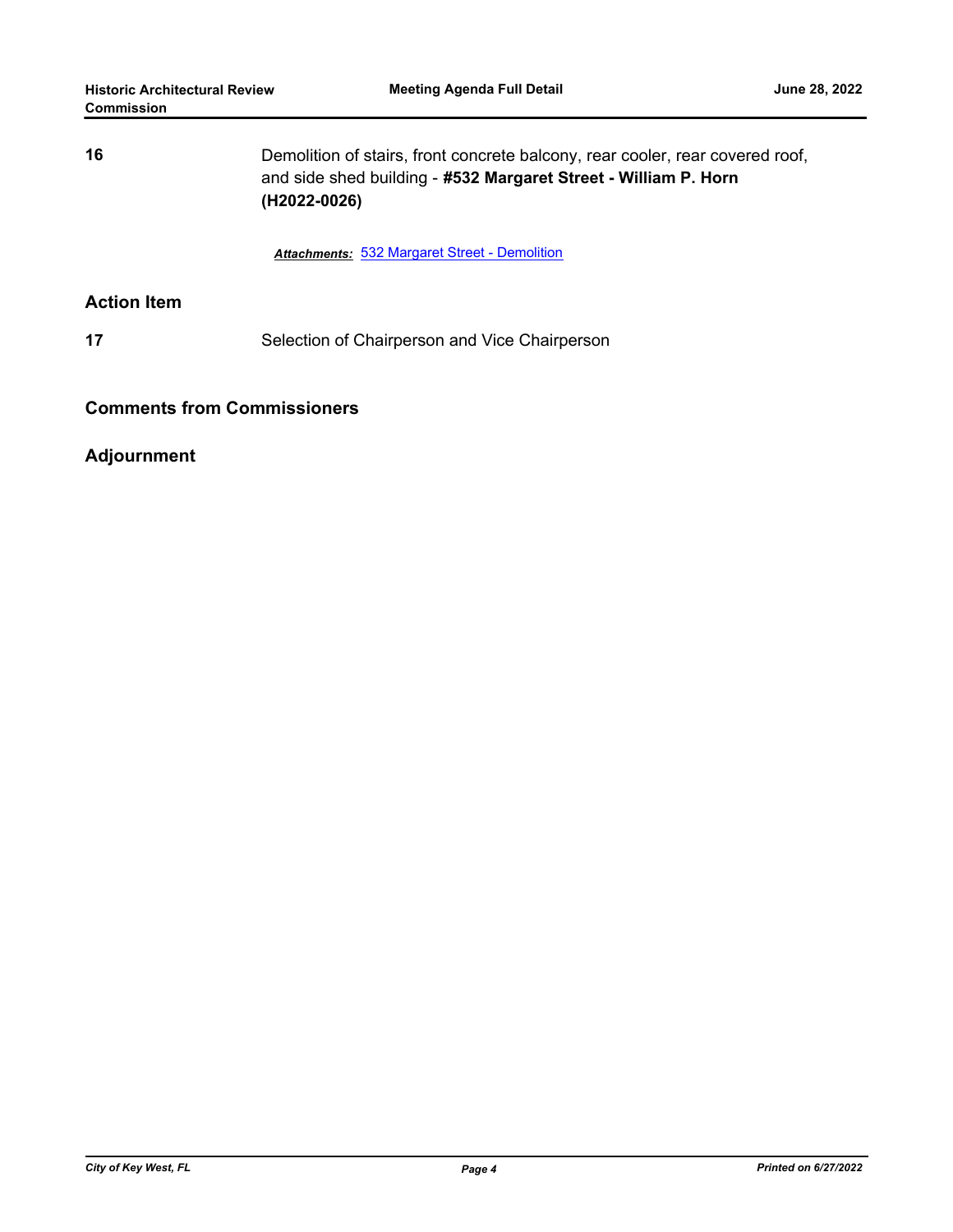**16** Demolition of stairs, front concrete balcony, rear cooler, rear covered roof, and side shed building - **#532 Margaret Street - William P. Horn (H2022-0026)**

***Attachments:*** 532 Margaret Street - Demolition

## Action Item

**17** Selection of Chairperson and Vice Chairperson

## Comments from Commissioners

## Adjournment